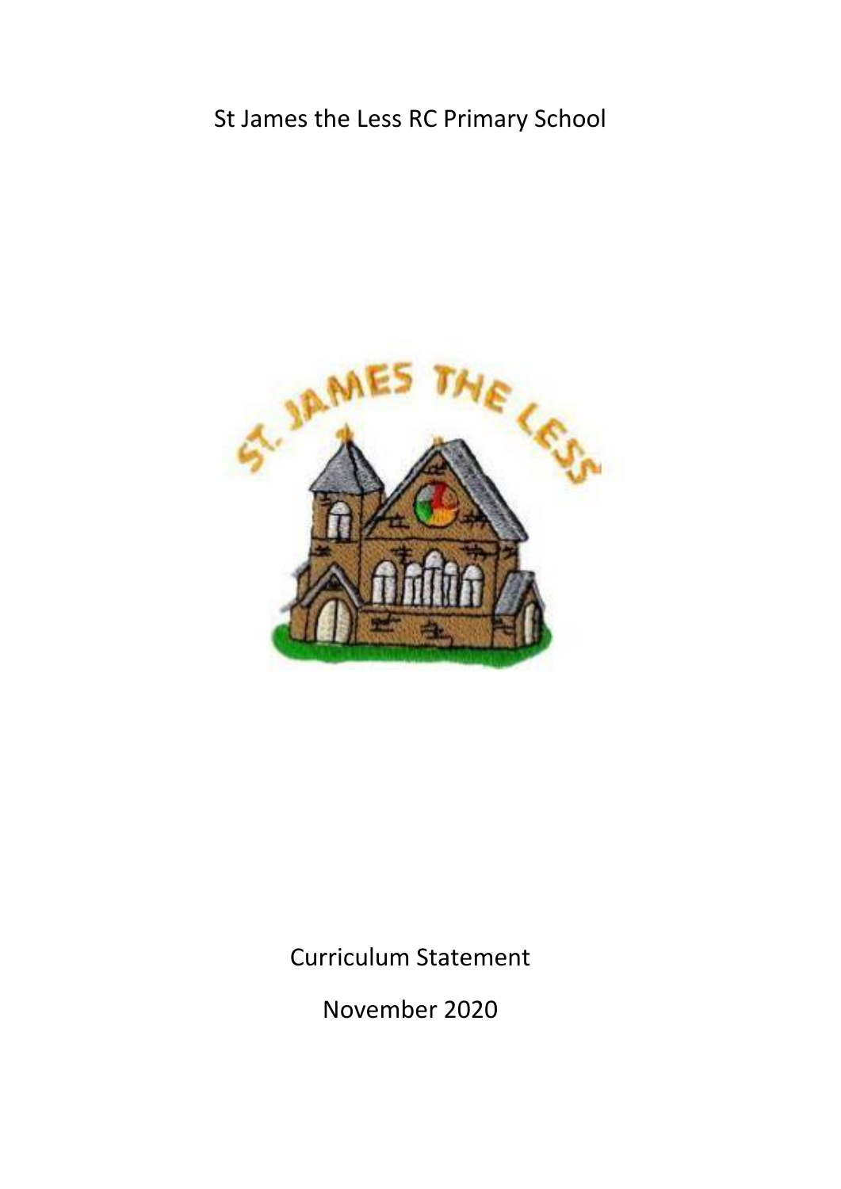# St James the Less RC Primary School

Curriculum Statement

November 2020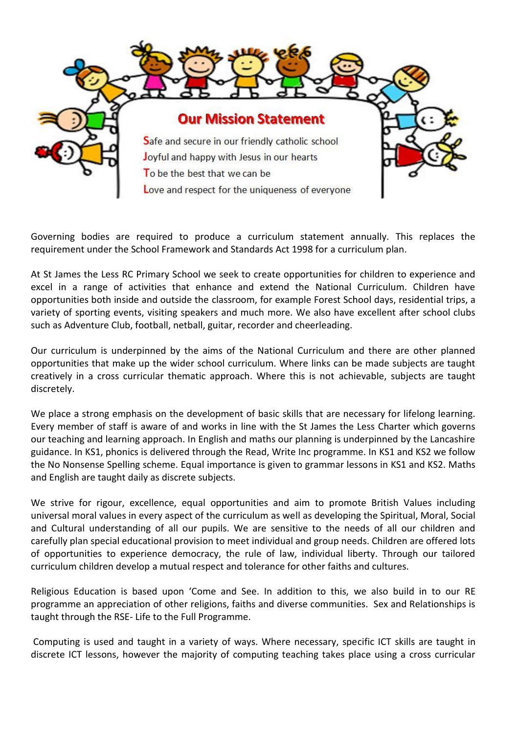## Our Mission Statement

**S**afe and secure in our friendly catholic school
**J**oyful and happy with Jesus in our hearts
**T**o be the best that we can be
**L**ove and respect for the uniqueness of everyone

Governing bodies are required to produce a curriculum statement annually. This replaces the requirement under the School Framework and Standards Act 1998 for a curriculum plan.

At St James the Less RC Primary School we seek to create opportunities for children to experience and excel in a range of activities that enhance and extend the National Curriculum. Children have opportunities both inside and outside the classroom, for example Forest School days, residential trips, a variety of sporting events, visiting speakers and much more. We also have excellent after school clubs such as Adventure Club, football, netball, guitar, recorder and cheerleading.

Our curriculum is underpinned by the aims of the National Curriculum and there are other planned opportunities that make up the wider school curriculum. Where links can be made subjects are taught creatively in a cross curricular thematic approach. Where this is not achievable, subjects are taught discretely.

We place a strong emphasis on the development of basic skills that are necessary for lifelong learning. Every member of staff is aware of and works in line with the St James the Less Charter which governs our teaching and learning approach. In English and maths our planning is underpinned by the Lancashire guidance. In KS1, phonics is delivered through the Read, Write Inc programme. In KS1 and KS2 we follow the No Nonsense Spelling scheme. Equal importance is given to grammar lessons in KS1 and KS2. Maths and English are taught daily as discrete subjects.

We strive for rigour, excellence, equal opportunities and aim to promote British Values including universal moral values in every aspect of the curriculum as well as developing the Spiritual, Moral, Social and Cultural understanding of all our pupils. We are sensitive to the needs of all our children and carefully plan special educational provision to meet individual and group needs. Children are offered lots of opportunities to experience democracy, the rule of law, individual liberty. Through our tailored curriculum children develop a mutual respect and tolerance for other faiths and cultures.

Religious Education is based upon 'Come and See. In addition to this, we also build in to our RE programme an appreciation of other religions, faiths and diverse communities. Sex and Relationships is taught through the RSE- Life to the Full Programme.

Computing is used and taught in a variety of ways. Where necessary, specific ICT skills are taught in discrete ICT lessons, however the majority of computing teaching takes place using a cross curricular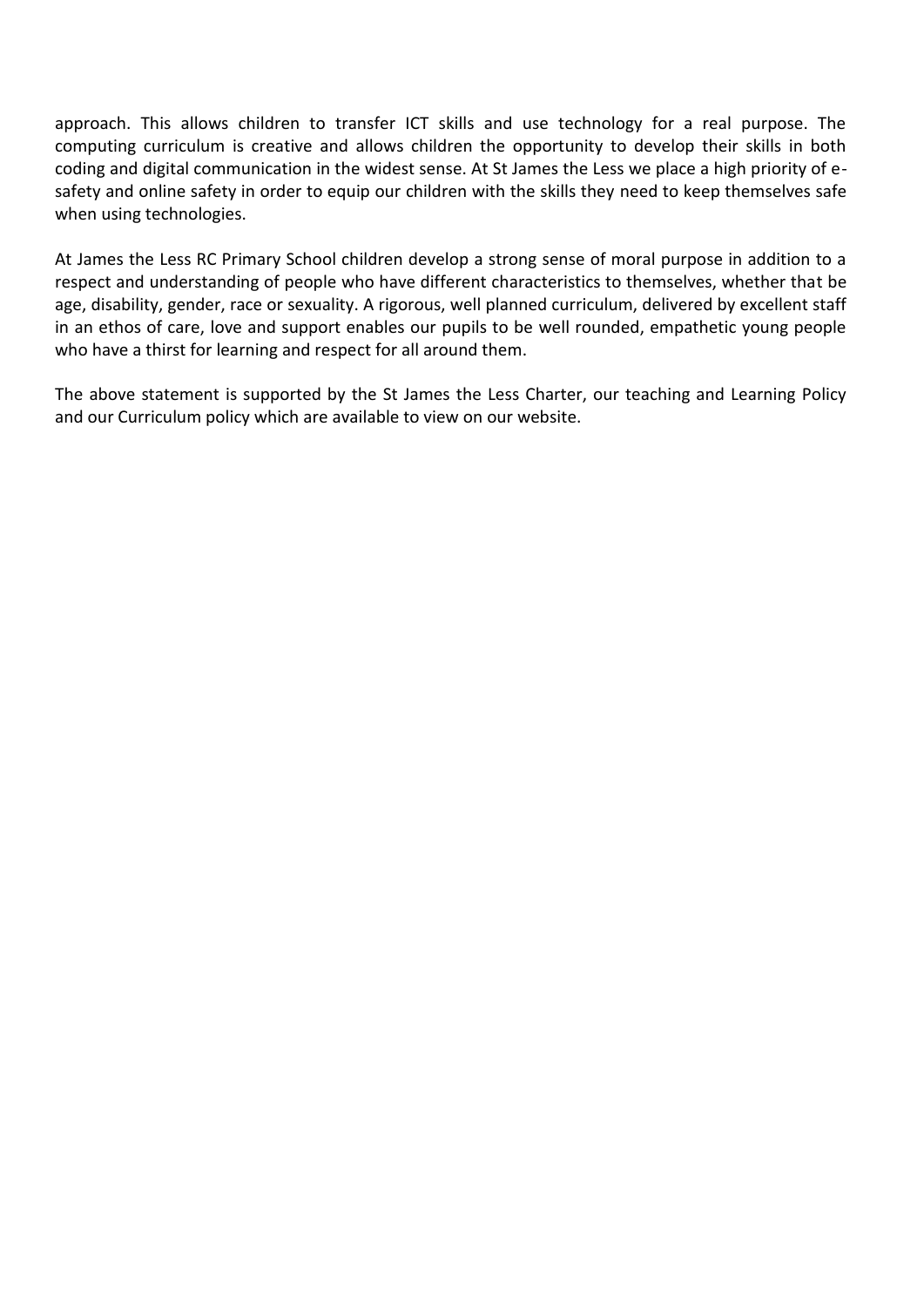approach. This allows children to transfer ICT skills and use technology for a real purpose. The computing curriculum is creative and allows children the opportunity to develop their skills in both coding and digital communication in the widest sense. At St James the Less we place a high priority of e-safety and online safety in order to equip our children with the skills they need to keep themselves safe when using technologies.

At James the Less RC Primary School children develop a strong sense of moral purpose in addition to a respect and understanding of people who have different characteristics to themselves, whether that be age, disability, gender, race or sexuality. A rigorous, well planned curriculum, delivered by excellent staff in an ethos of care, love and support enables our pupils to be well rounded, empathetic young people who have a thirst for learning and respect for all around them.

The above statement is supported by the St James the Less Charter, our teaching and Learning Policy and our Curriculum policy which are available to view on our website.